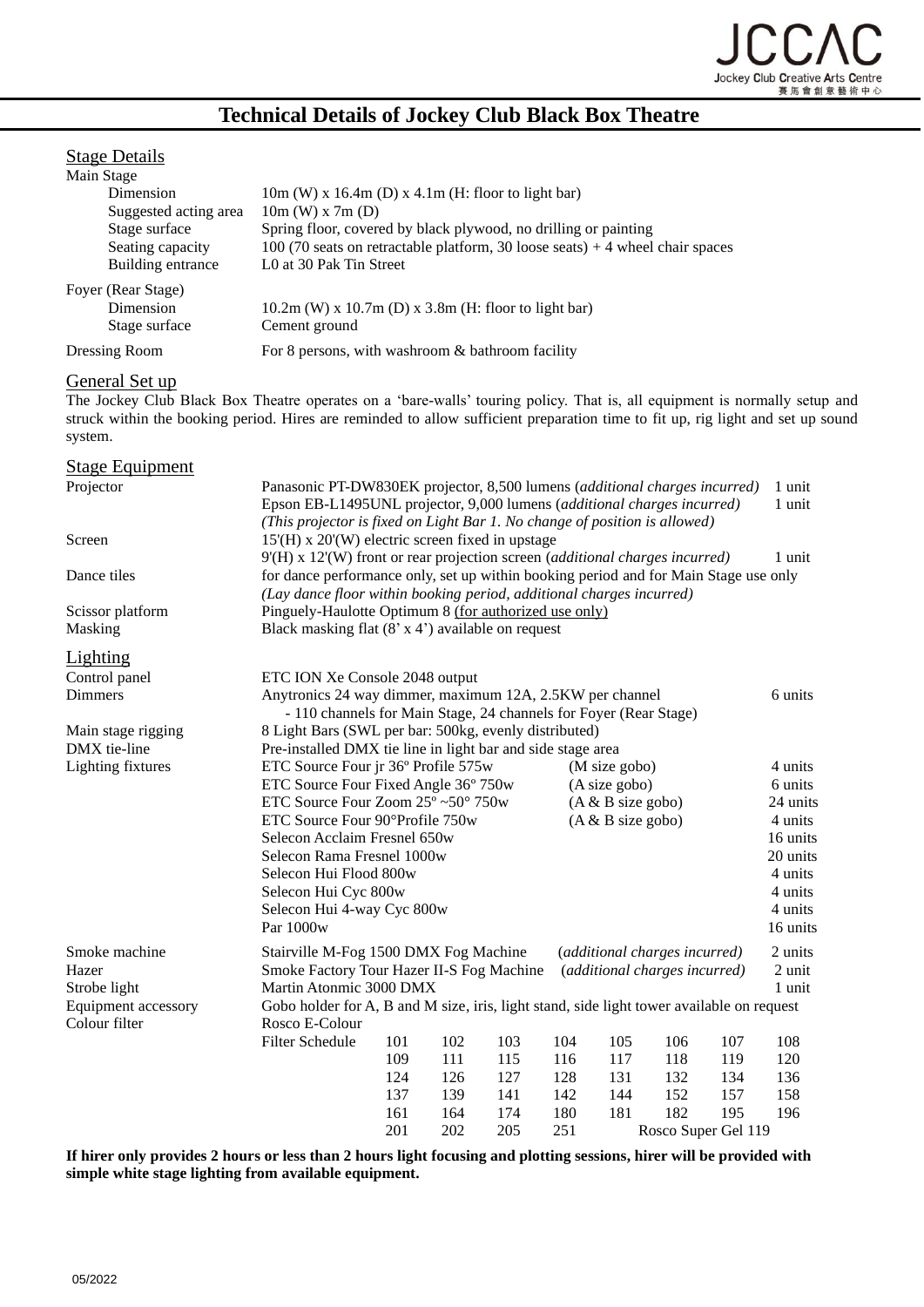# Technical Details of Jockey Club Black Box Theatre

## Stage Details

**Main Stage**

| | |
|---|---|
| Dimension | 10m (W) x 16.4m (D) x 4.1m (H: floor to light bar) |
| Suggested acting area | 10m (W) x 7m (D) |
| Stage surface | Spring floor, covered by black plywood, no drilling or painting |
| Seating capacity | 100 (70 seats on retractable platform, 30 loose seats) + 4 wheel chair spaces |
| Building entrance | L0 at 30 Pak Tin Street |

**Foyer (Rear Stage)**

| | |
|---|---|
| Dimension | 10.2m (W) x 10.7m (D) x 3.8m (H: floor to light bar) |
| Stage surface | Cement ground |

**Dressing Room** — For 8 persons, with washroom & bathroom facility

## General Set up

The Jockey Club Black Box Theatre operates on a 'bare-walls' touring policy. That is, all equipment is normally setup and struck within the booking period. Hires are reminded to allow sufficient preparation time to fit up, rig light and set up sound system.

## Stage Equipment

| | | |
|---|---|---|
| Projector | Panasonic PT-DW830EK projector, 8,500 lumens (*additional charges incurred*) | 1 unit |
| | Epson EB-L1495UNL projector, 9,000 lumens (*additional charges incurred*) *(This projector is fixed on Light Bar 1. No change of position is allowed)* | 1 unit |
| Screen | 15'(H) x 20'(W) electric screen fixed in upstage | |
| | 9'(H) x 12'(W) front or rear projection screen (*additional charges incurred*) | 1 unit |
| Dance tiles | for dance performance only, set up within booking period and for Main Stage use only *(Lay dance floor within booking period, additional charges incurred)* | |
| Scissor platform | Pinguely-Haulotte Optimum 8 (for authorized use only) | |
| Masking | Black masking flat (8' x 4') available on request | |

## Lighting

| | | | |
|---|---|---|---|
| Control panel | ETC ION Xe Console 2048 output | | |
| Dimmers | Anytronics 24 way dimmer, maximum 12A, 2.5KW per channel - 110 channels for Main Stage, 24 channels for Foyer (Rear Stage) | | 6 units |
| Main stage rigging | 8 Light Bars (SWL per bar: 500kg, evenly distributed) | | |
| DMX tie-line | Pre-installed DMX tie line in light bar and side stage area | | |
| Lighting fixtures | ETC Source Four jr 36º Profile 575w | (M size gobo) | 4 units |
| | ETC Source Four Fixed Angle 36º 750w | (A size gobo) | 6 units |
| | ETC Source Four Zoom 25º ~50° 750w | (A & B size gobo) | 24 units |
| | ETC Source Four 90°Profile 750w | (A & B size gobo) | 4 units |
| | Selecon Acclaim Fresnel 650w | | 16 units |
| | Selecon Rama Fresnel 1000w | | 20 units |
| | Selecon Hui Flood 800w | | 4 units |
| | Selecon Hui Cyc 800w | | 4 units |
| | Selecon Hui 4-way Cyc 800w | | 4 units |
| | Par 1000w | | 16 units |
| Smoke machine | Stairville M-Fog 1500 DMX Fog Machine | (*additional charges incurred)* | 2 units |
| Hazer | Smoke Factory Tour Hazer II-S Fog Machine | (*additional charges incurred)* | 2 unit |
| Strobe light | Martin Atonmic 3000 DMX | | 1 unit |
| Equipment accessory | Gobo holder for A, B and M size, iris, light stand, side light tower available on request | | |
| Colour filter | Rosco E-Colour | | |

**Filter Schedule**

| | | | | | | | |
|---|---|---|---|---|---|---|---|
| 101 | 102 | 103 | 104 | 105 | 106 | 107 | 108 |
| 109 | 111 | 115 | 116 | 117 | 118 | 119 | 120 |
| 124 | 126 | 127 | 128 | 131 | 132 | 134 | 136 |
| 137 | 139 | 141 | 142 | 144 | 152 | 157 | 158 |
| 161 | 164 | 174 | 180 | 181 | 182 | 195 | 196 |
| 201 | 202 | 205 | 251 | Rosco Super Gel 119 | | | |

**If hirer only provides 2 hours or less than 2 hours light focusing and plotting sessions, hirer will be provided with simple white stage lighting from available equipment.**

05/2022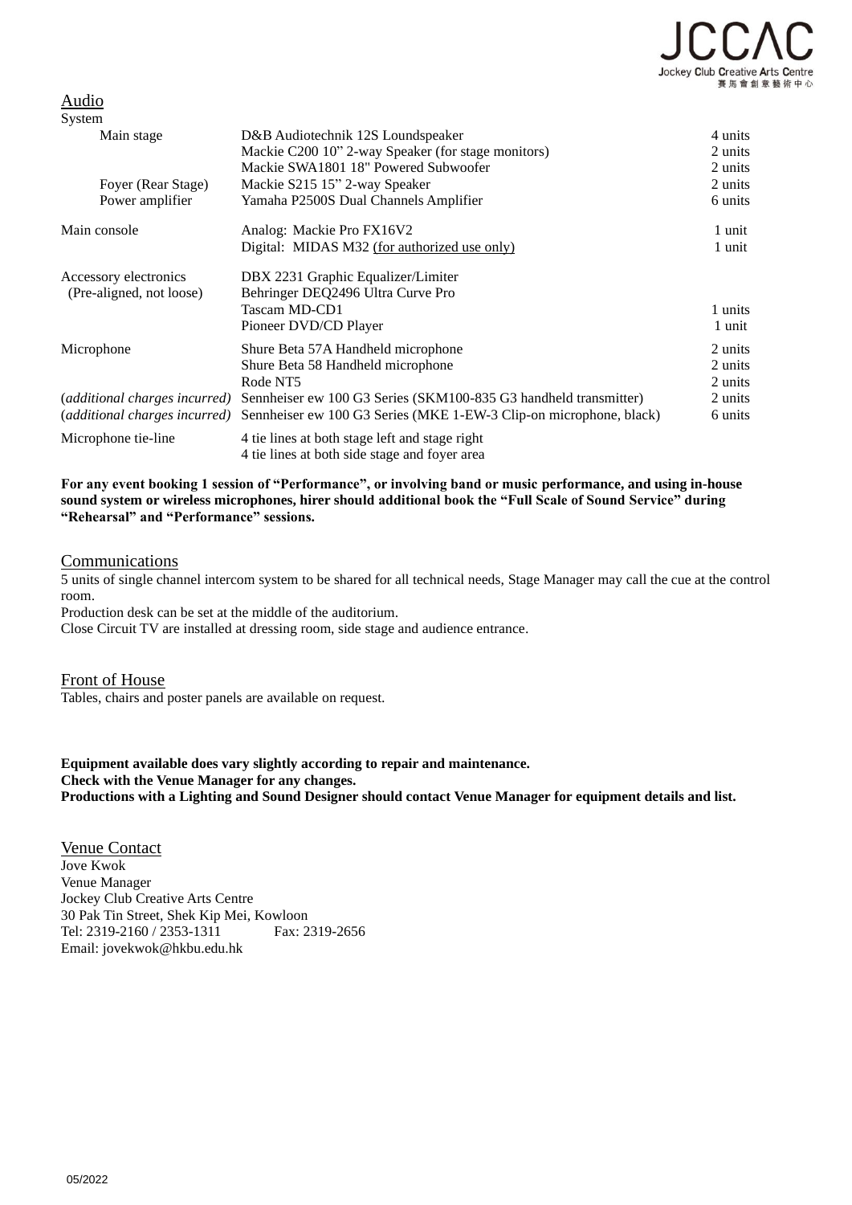## Audio

| System | | |
|---|---|---|
| Main stage | D&B Audiotechnik 12S Loundspeaker | 4 units |
| | Mackie C200 10" 2-way Speaker (for stage monitors) | 2 units |
| | Mackie SWA1801 18" Powered Subwoofer | 2 units |
| Foyer (Rear Stage) | Mackie S215 15" 2-way Speaker | 2 units |
| Power amplifier | Yamaha P2500S Dual Channels Amplifier | 6 units |
| Main console | Analog: Mackie Pro FX16V2 | 1 unit |
| | Digital: MIDAS M32 (for authorized use only) | 1 unit |
| Accessory electronics (Pre-aligned, not loose) | DBX 2231 Graphic Equalizer/Limiter | |
| | Behringer DEQ2496 Ultra Curve Pro | |
| | Tascam MD-CD1 | 1 units |
| | Pioneer DVD/CD Player | 1 unit |
| Microphone | Shure Beta 57A Handheld microphone | 2 units |
| | Shure Beta 58 Handheld microphone | 2 units |
| | Rode NT5 | 2 units |
| (*additional charges incurred*) | Sennheiser ew 100 G3 Series (SKM100-835 G3 handheld transmitter) | 2 units |
| (*additional charges incurred*) | Sennheiser ew 100 G3 Series (MKE 1-EW-3 Clip-on microphone, black) | 6 units |
| Microphone tie-line | 4 tie lines at both stage left and stage right | |
| | 4 tie lines at both side stage and foyer area | |

**For any event booking 1 session of "Performance", or involving band or music performance, and using in-house sound system or wireless microphones, hirer should additional book the "Full Scale of Sound Service" during "Rehearsal" and "Performance" sessions.**

## Communications

5 units of single channel intercom system to be shared for all technical needs, Stage Manager may call the cue at the control room.

Production desk can be set at the middle of the auditorium.

Close Circuit TV are installed at dressing room, side stage and audience entrance.

## Front of House

Tables, chairs and poster panels are available on request.

**Equipment available does vary slightly according to repair and maintenance.**
**Check with the Venue Manager for any changes.**
**Productions with a Lighting and Sound Designer should contact Venue Manager for equipment details and list.**

## Venue Contact

Jove Kwok
Venue Manager
Jockey Club Creative Arts Centre
30 Pak Tin Street, Shek Kip Mei, Kowloon
Tel: 2319-2160 / 2353-1311 Fax: 2319-2656
Email: jovekwok@hkbu.edu.hk

05/2022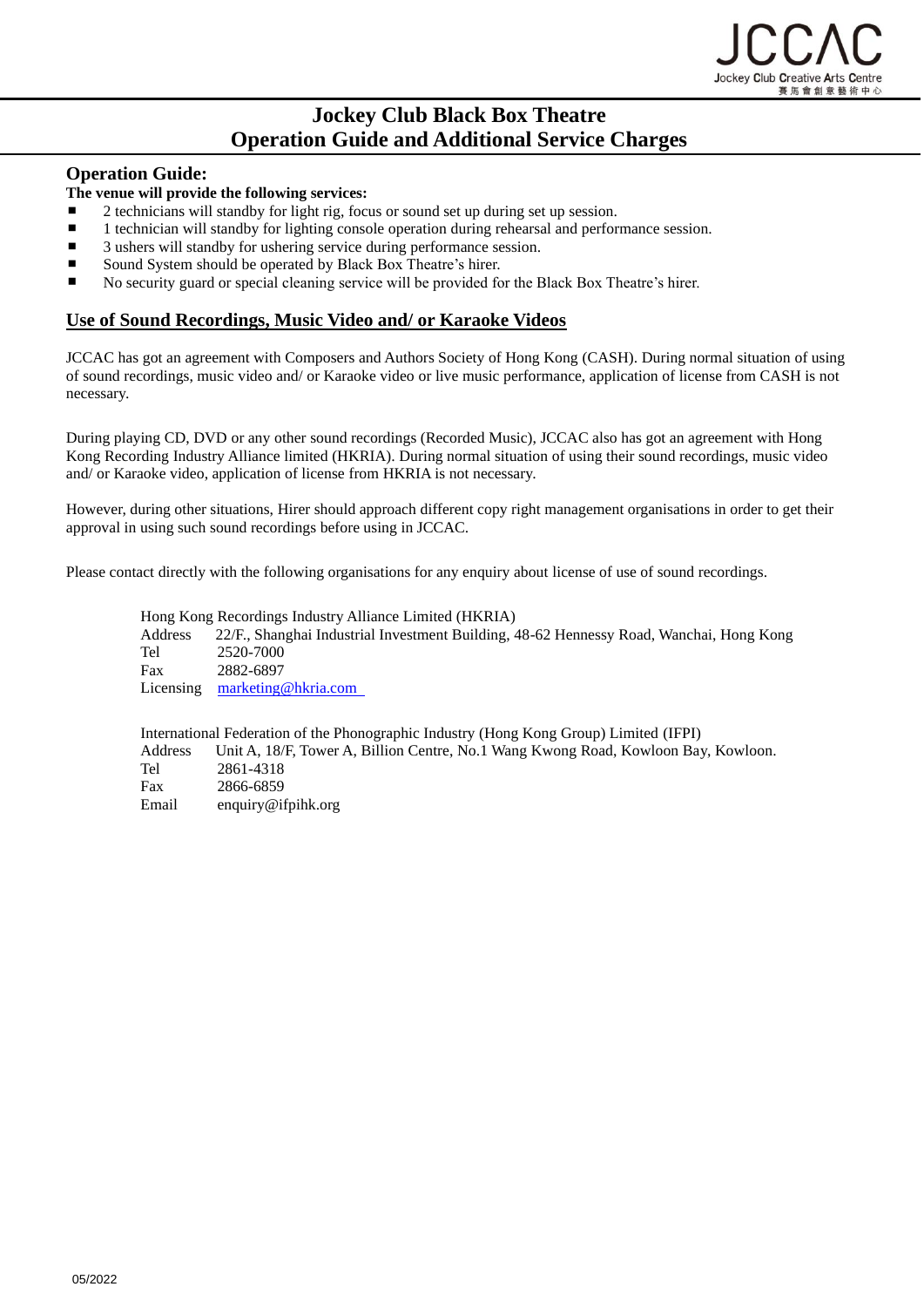# Jockey Club Black Box Theatre
# Operation Guide and Additional Service Charges

## Operation Guide:

**The venue will provide the following services:**

- 2 technicians will standby for light rig, focus or sound set up during set up session.
- 1 technician will standby for lighting console operation during rehearsal and performance session.
- 3 ushers will standby for ushering service during performance session.
- Sound System should be operated by Black Box Theatre's hirer.
- No security guard or special cleaning service will be provided for the Black Box Theatre's hirer.

## Use of Sound Recordings, Music Video and/ or Karaoke Videos

JCCAC has got an agreement with Composers and Authors Society of Hong Kong (CASH). During normal situation of using of sound recordings, music video and/ or Karaoke video or live music performance, application of license from CASH is not necessary.

During playing CD, DVD or any other sound recordings (Recorded Music), JCCAC also has got an agreement with Hong Kong Recording Industry Alliance limited (HKRIA). During normal situation of using their sound recordings, music video and/ or Karaoke video, application of license from HKRIA is not necessary.

However, during other situations, Hirer should approach different copy right management organisations in order to get their approval in using such sound recordings before using in JCCAC.

Please contact directly with the following organisations for any enquiry about license of use of sound recordings.

Hong Kong Recordings Industry Alliance Limited (HKRIA)
Address 22/F., Shanghai Industrial Investment Building, 48-62 Hennessy Road, Wanchai, Hong Kong
Tel 2520-7000
Fax 2882-6897
Licensing marketing@hkria.com

International Federation of the Phonographic Industry (Hong Kong Group) Limited (IFPI)
Address Unit A, 18/F, Tower A, Billion Centre, No.1 Wang Kwong Road, Kowloon Bay, Kowloon.
Tel 2861-4318
Fax 2866-6859
Email enquiry@ifpihk.org

05/2022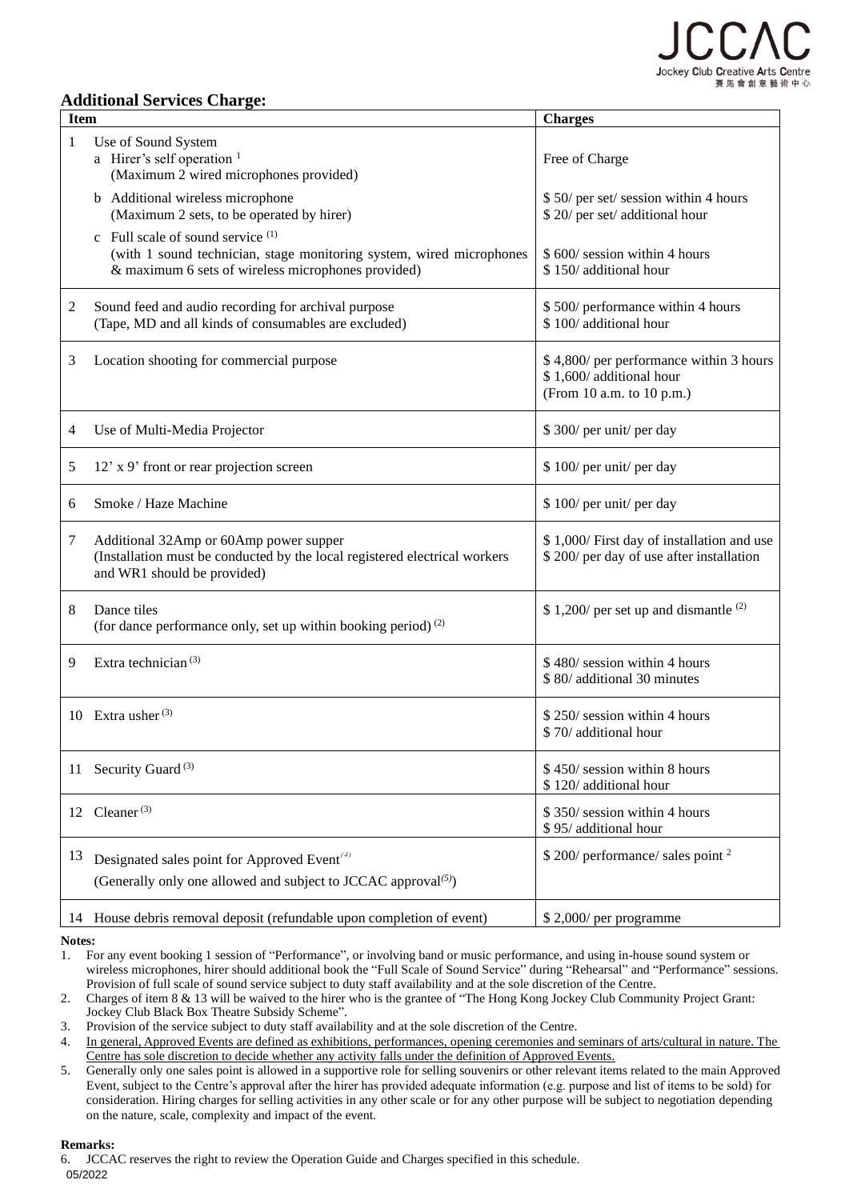## Additional Services Charge:

| Item | Charges |
|---|---|
| 1 Use of Sound System<br>a Hirer's self operation [1]<br>(Maximum 2 wired microphones provided) | Free of Charge |
| b Additional wireless microphone<br>(Maximum 2 sets, to be operated by hirer) | $ 50/ per set/ session within 4 hours<br>$ 20/ per set/ additional hour |
| c Full scale of sound service [(1)]<br>(with 1 sound technician, stage monitoring system, wired microphones & maximum 6 sets of wireless microphones provided) | $ 600/ session within 4 hours<br>$ 150/ additional hour |
| 2 Sound feed and audio recording for archival purpose<br>(Tape, MD and all kinds of consumables are excluded) | $ 500/ performance within 4 hours<br>$ 100/ additional hour |
| 3 Location shooting for commercial purpose | $ 4,800/ per performance within 3 hours<br>$ 1,600/ additional hour<br>(From 10 a.m. to 10 p.m.) |
| 4 Use of Multi-Media Projector | $ 300/ per unit/ per day |
| 5 12' x 9' front or rear projection screen | $ 100/ per unit/ per day |
| 6 Smoke / Haze Machine | $ 100/ per unit/ per day |
| 7 Additional 32Amp or 60Amp power supper<br>(Installation must be conducted by the local registered electrical workers and WR1 should be provided) | $ 1,000/ First day of installation and use<br>$ 200/ per day of use after installation |
| 8 Dance tiles<br>(for dance performance only, set up within booking period) [(2)] | $ 1,200/ per set up and dismantle [(2)] |
| 9 Extra technician [(3)] | $ 480/ session within 4 hours<br>$ 80/ additional 30 minutes |
| 10 Extra usher [(3)] | $ 250/ session within 4 hours<br>$ 70/ additional hour |
| 11 Security Guard [(3)] | $ 450/ session within 8 hours<br>$ 120/ additional hour |
| 12 Cleaner [(3)] | $ 350/ session within 4 hours<br>$ 95/ additional hour |
| 13 Designated sales point for Approved Event [(4)]<br>(Generally only one allowed and subject to JCCAC approval [(5)]) | $ 200/ performance/ sales point [2] |
| 14 House debris removal deposit (refundable upon completion of event) | $ 2,000/ per programme |

**Notes:**

1. For any event booking 1 session of "Performance", or involving band or music performance, and using in-house sound system or wireless microphones, hirer should additional book the "Full Scale of Sound Service" during "Rehearsal" and "Performance" sessions. Provision of full scale of sound service subject to duty staff availability and at the sole discretion of the Centre.
2. Charges of item 8 & 13 will be waived to the hirer who is the grantee of "The Hong Kong Jockey Club Community Project Grant: Jockey Club Black Box Theatre Subsidy Scheme".
3. Provision of the service subject to duty staff availability and at the sole discretion of the Centre.
4. In general, Approved Events are defined as exhibitions, performances, opening ceremonies and seminars of arts/cultural in nature. The Centre has sole discretion to decide whether any activity falls under the definition of Approved Events.
5. Generally only one sales point is allowed in a supportive role for selling souvenirs or other relevant items related to the main Approved Event, subject to the Centre's approval after the hirer has provided adequate information (e.g. purpose and list of items to be sold) for consideration. Hiring charges for selling activities in any other scale or for any other purpose will be subject to negotiation depending on the nature, scale, complexity and impact of the event.

**Remarks:**

6. JCCAC reserves the right to review the Operation Guide and Charges specified in this schedule.

05/2022